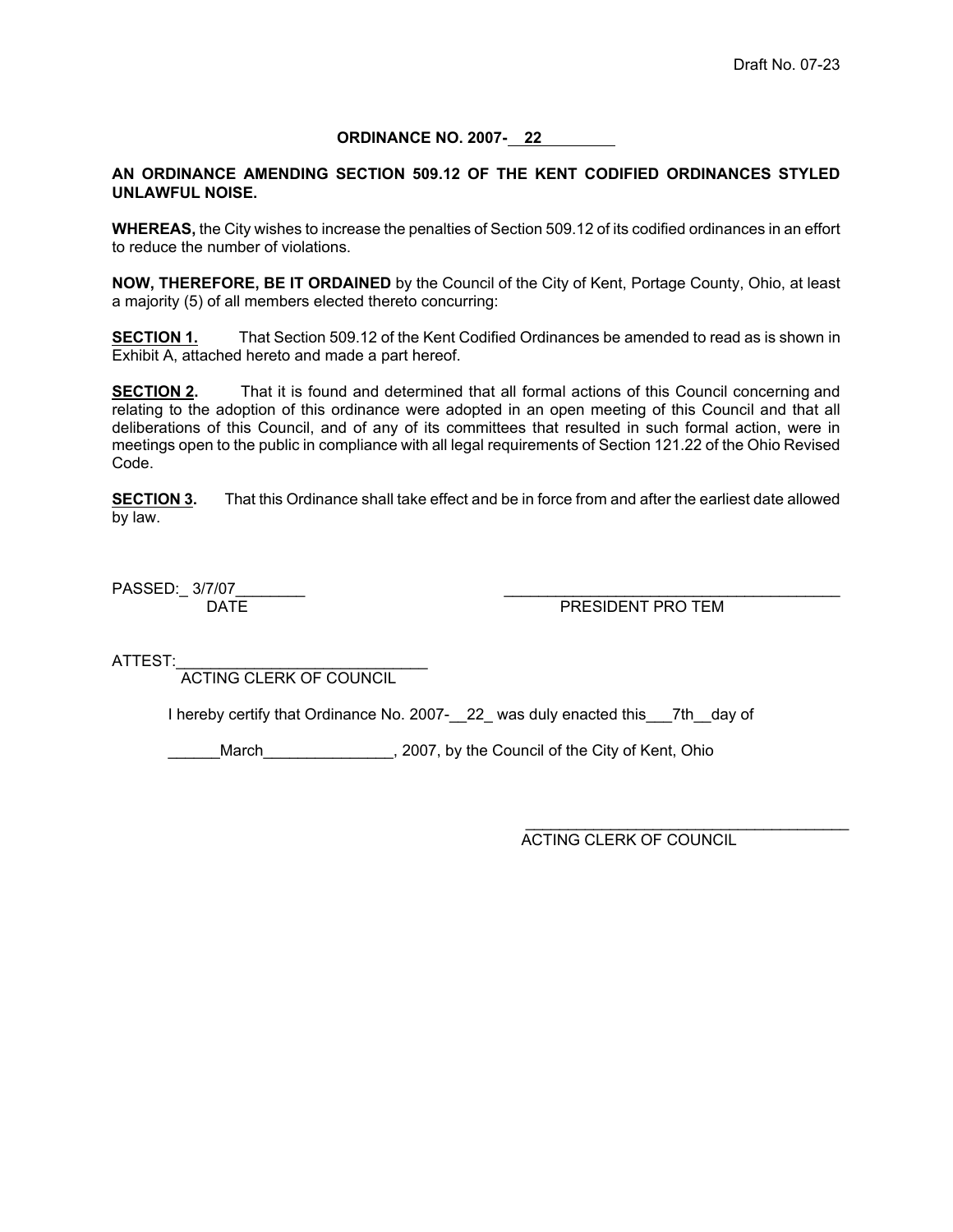Draft No. 07-23

**ORDINANCE NO. 2007- 22**

**AN ORDINANCE AMENDING SECTION 509.12 OF THE KENT CODIFIED ORDINANCES STYLED UNLAWFUL NOISE.**

**WHEREAS,** the City wishes to increase the penalties of Section 509.12 of its codified ordinances in an effort to reduce the number of violations.

**NOW, THEREFORE, BE IT ORDAINED** by the Council of the City of Kent, Portage County, Ohio, at least a majority (5) of all members elected thereto concurring:

**SECTION 1.** That Section 509.12 of the Kent Codified Ordinances be amended to read as is shown in Exhibit A, attached hereto and made a part hereof.

**SECTION 2.** That it is found and determined that all formal actions of this Council concerning and relating to the adoption of this ordinance were adopted in an open meeting of this Council and that all deliberations of this Council, and of any of its committees that resulted in such formal action, were in meetings open to the public in compliance with all legal requirements of Section 121.22 of the Ohio Revised Code.

**SECTION 3.** That this Ordinance shall take effect and be in force from and after the earliest date allowed by law.

PASSED:_ 3/7/07________
DATE

_______________________________________
PRESIDENT PRO TEM

ATTEST:____________________________
ACTING CLERK OF COUNCIL

I hereby certify that Ordinance No. 2007-__22_ was duly enacted this___7th__day of

______March_______________, 2007, by the Council of the City of Kent, Ohio

_______________________________________
ACTING CLERK OF COUNCIL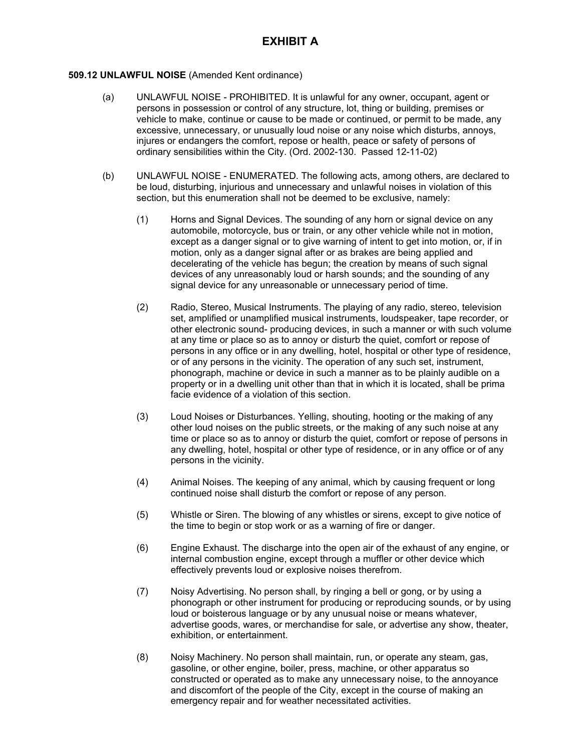# EXHIBIT A

**509.12 UNLAWFUL NOISE** (Amended Kent ordinance)

(a) UNLAWFUL NOISE - PROHIBITED. It is unlawful for any owner, occupant, agent or persons in possession or control of any structure, lot, thing or building, premises or vehicle to make, continue or cause to be made or continued, or permit to be made, any excessive, unnecessary, or unusually loud noise or any noise which disturbs, annoys, injures or endangers the comfort, repose or health, peace or safety of persons of ordinary sensibilities within the City. (Ord. 2002-130. Passed 12-11-02)

(b) UNLAWFUL NOISE - ENUMERATED. The following acts, among others, are declared to be loud, disturbing, injurious and unnecessary and unlawful noises in violation of this section, but this enumeration shall not be deemed to be exclusive, namely:

(1) Horns and Signal Devices. The sounding of any horn or signal device on any automobile, motorcycle, bus or train, or any other vehicle while not in motion, except as a danger signal or to give warning of intent to get into motion, or, if in motion, only as a danger signal after or as brakes are being applied and decelerating of the vehicle has begun; the creation by means of such signal devices of any unreasonably loud or harsh sounds; and the sounding of any signal device for any unreasonable or unnecessary period of time.

(2) Radio, Stereo, Musical Instruments. The playing of any radio, stereo, television set, amplified or unamplified musical instruments, loudspeaker, tape recorder, or other electronic sound- producing devices, in such a manner or with such volume at any time or place so as to annoy or disturb the quiet, comfort or repose of persons in any office or in any dwelling, hotel, hospital or other type of residence, or of any persons in the vicinity. The operation of any such set, instrument, phonograph, machine or device in such a manner as to be plainly audible on a property or in a dwelling unit other than that in which it is located, shall be prima facie evidence of a violation of this section.

(3) Loud Noises or Disturbances. Yelling, shouting, hooting or the making of any other loud noises on the public streets, or the making of any such noise at any time or place so as to annoy or disturb the quiet, comfort or repose of persons in any dwelling, hotel, hospital or other type of residence, or in any office or of any persons in the vicinity.

(4) Animal Noises. The keeping of any animal, which by causing frequent or long continued noise shall disturb the comfort or repose of any person.

(5) Whistle or Siren. The blowing of any whistles or sirens, except to give notice of the time to begin or stop work or as a warning of fire or danger.

(6) Engine Exhaust. The discharge into the open air of the exhaust of any engine, or internal combustion engine, except through a muffler or other device which effectively prevents loud or explosive noises therefrom.

(7) Noisy Advertising. No person shall, by ringing a bell or gong, or by using a phonograph or other instrument for producing or reproducing sounds, or by using loud or boisterous language or by any unusual noise or means whatever, advertise goods, wares, or merchandise for sale, or advertise any show, theater, exhibition, or entertainment.

(8) Noisy Machinery. No person shall maintain, run, or operate any steam, gas, gasoline, or other engine, boiler, press, machine, or other apparatus so constructed or operated as to make any unnecessary noise, to the annoyance and discomfort of the people of the City, except in the course of making an emergency repair and for weather necessitated activities.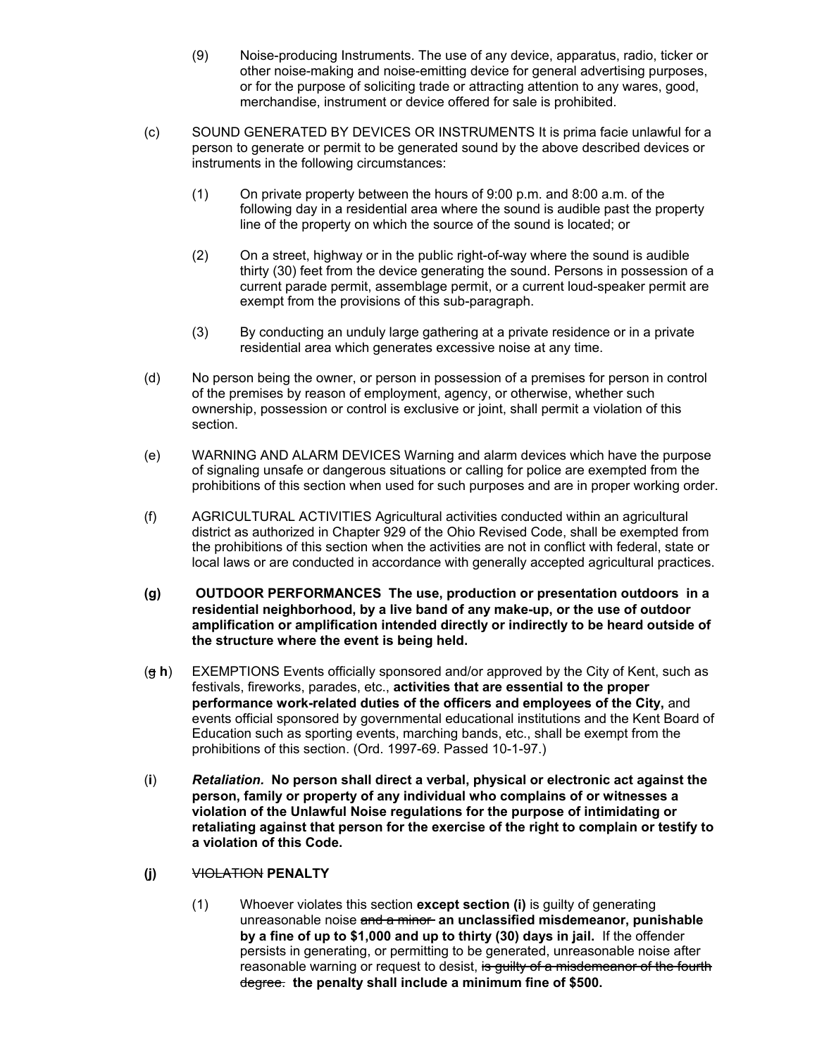(9) Noise-producing Instruments. The use of any device, apparatus, radio, ticker or other noise-making and noise-emitting device for general advertising purposes, or for the purpose of soliciting trade or attracting attention to any wares, good, merchandise, instrument or device offered for sale is prohibited.

(c) SOUND GENERATED BY DEVICES OR INSTRUMENTS It is prima facie unlawful for a person to generate or permit to be generated sound by the above described devices or instruments in the following circumstances:

(1) On private property between the hours of 9:00 p.m. and 8:00 a.m. of the following day in a residential area where the sound is audible past the property line of the property on which the source of the sound is located; or

(2) On a street, highway or in the public right-of-way where the sound is audible thirty (30) feet from the device generating the sound. Persons in possession of a current parade permit, assemblage permit, or a current loud-speaker permit are exempt from the provisions of this sub-paragraph.

(3) By conducting an unduly large gathering at a private residence or in a private residential area which generates excessive noise at any time.

(d) No person being the owner, or person in possession of a premises for person in control of the premises by reason of employment, agency, or otherwise, whether such ownership, possession or control is exclusive or joint, shall permit a violation of this section.

(e) WARNING AND ALARM DEVICES Warning and alarm devices which have the purpose of signaling unsafe or dangerous situations or calling for police are exempted from the prohibitions of this section when used for such purposes and are in proper working order.

(f) AGRICULTURAL ACTIVITIES Agricultural activities conducted within an agricultural district as authorized in Chapter 929 of the Ohio Revised Code, shall be exempted from the prohibitions of this section when the activities are not in conflict with federal, state or local laws or are conducted in accordance with generally accepted agricultural practices.

**(g) OUTDOOR PERFORMANCES The use, production or presentation outdoors in a residential neighborhood, by a live band of any make-up, or the use of outdoor amplification or amplification intended directly or indirectly to be heard outside of the structure where the event is being held.**

(~~g~~ **h**) EXEMPTIONS Events officially sponsored and/or approved by the City of Kent, such as festivals, fireworks, parades, etc., **activities that are essential to the proper performance work-related duties of the officers and employees of the City,** and events official sponsored by governmental educational institutions and the Kent Board of Education such as sporting events, marching bands, etc., shall be exempt from the prohibitions of this section. (Ord. 1997-69. Passed 10-1-97.)

(**i**) ***Retaliation.*** **No person shall direct a verbal, physical or electronic act against the person, family or property of any individual who complains of or witnesses a violation of the Unlawful Noise regulations for the purpose of intimidating or retaliating against that person for the exercise of the right to complain or testify to a violation of this Code.**

**(j)** ~~VIOLATION~~ **PENALTY**

(1) Whoever violates this section **except section (i)** is guilty of generating unreasonable noise ~~and a minor~~ **an unclassified misdemeanor, punishable by a fine of up to $1,000 and up to thirty (30) days in jail.** If the offender persists in generating, or permitting to be generated, unreasonable noise after reasonable warning or request to desist, ~~is guilty of a misdemeanor of the fourth degree.~~ **the penalty shall include a minimum fine of $500.**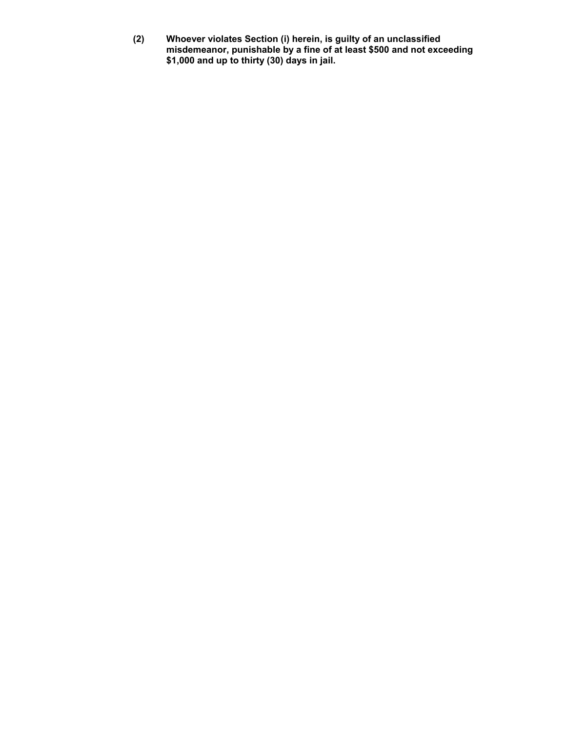**(2) Whoever violates Section (i) herein, is guilty of an unclassified misdemeanor, punishable by a fine of at least $500 and not exceeding $1,000 and up to thirty (30) days in jail.**